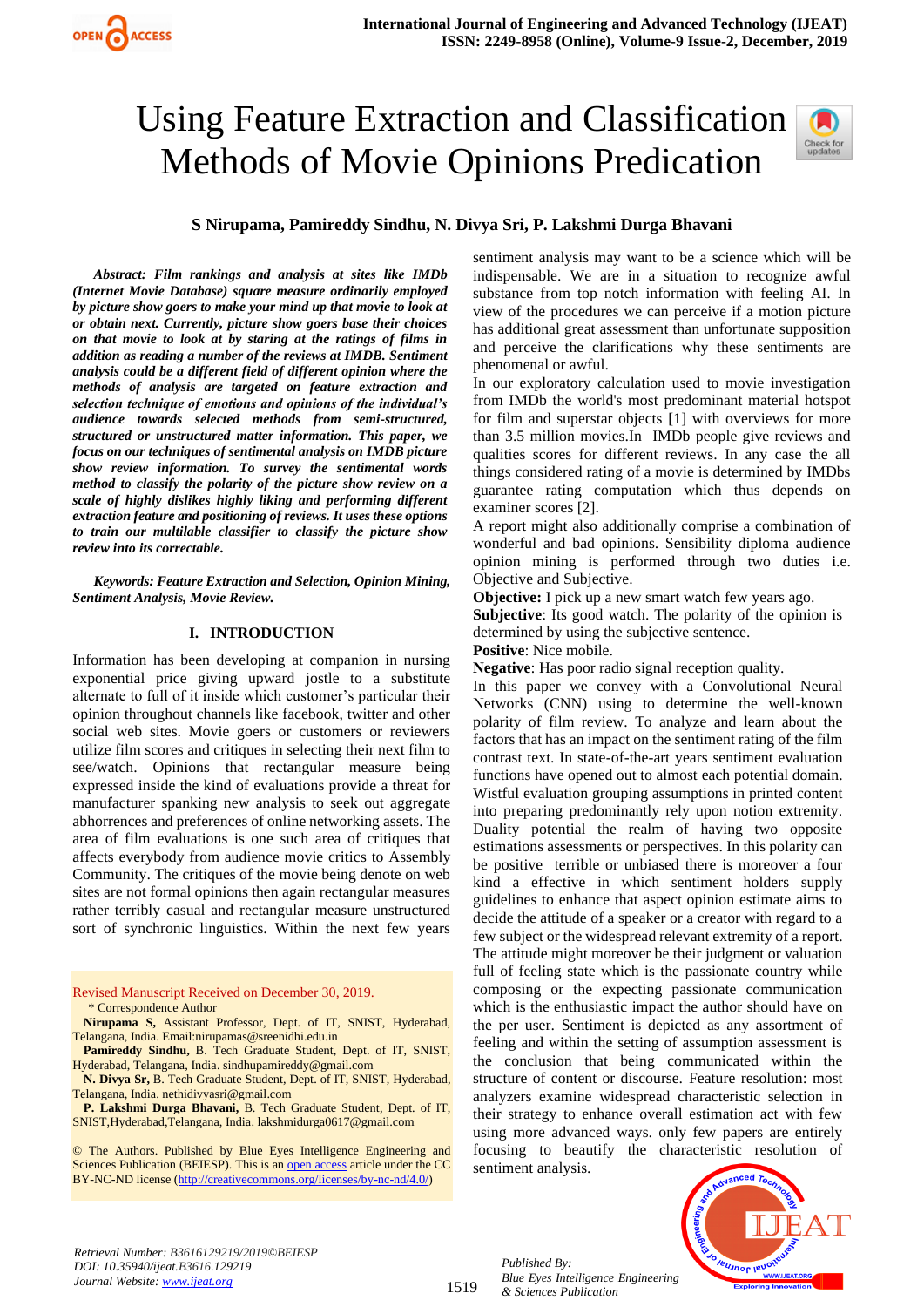# Using Feature Extraction and Classification Methods of Movie Opinions Predication

**S Nirupama, Pamireddy Sindhu, N. Divya Sri, P. Lakshmi Durga Bhavani**

***Abstract: Film rankings and analysis at sites like IMDb (Internet Movie Database) square measure ordinarily employed by picture show goers to make your mind up that movie to look at or obtain next. Currently, picture show goers base their choices on that movie to look at by staring at the ratings of films in addition as reading a number of the reviews at IMDB. Sentiment analysis could be a different field of different opinion where the methods of analysis are targeted on feature extraction and selection technique of emotions and opinions of the individual's audience towards selected methods from semi-structured, structured or unstructured matter information. This paper, we focus on our techniques of sentimental analysis on IMDB picture show review information. To survey the sentimental words method to classify the polarity of the picture show review on a scale of highly dislikes highly liking and performing different extraction feature and positioning of reviews. It uses these options to train our multilable classifier to classify the picture show review into its correctable.***

***Keywords: Feature Extraction and Selection, Opinion Mining, Sentiment Analysis, Movie Review.***

## I. INTRODUCTION

Information has been developing at companion in nursing exponential price giving upward jostle to a substitute alternate to full of it inside which customer's particular their opinion throughout channels like facebook, twitter and other social web sites. Movie goers or customers or reviewers utilize film scores and critiques in selecting their next film to see/watch. Opinions that rectangular measure being expressed inside the kind of evaluations provide a threat for manufacturer spanking new analysis to seek out aggregate abhorrences and preferences of online networking assets. The area of film evaluations is one such area of critiques that affects everybody from audience movie critics to Assembly Community. The critiques of the movie being denote on web sites are not formal opinions then again rectangular measures rather terribly casual and rectangular measure unstructured sort of synchronic linguistics. Within the next few years sentiment analysis may want to be a science which will be indispensable. We are in a situation to recognize awful substance from top notch information with feeling AI. In view of the procedures we can perceive if a motion picture has additional great assessment than unfortunate supposition and perceive the clarifications why these sentiments are phenomenal or awful.

In our exploratory calculation used to movie investigation from IMDb the world's most predominant material hotspot for film and superstar objects [1] with overviews for more than 3.5 million movies.In IMDb people give reviews and qualities scores for different reviews. In any case the all things considered rating of a movie is determined by IMDbs guarantee rating computation which thus depends on examiner scores [2].

A report might also additionally comprise a combination of wonderful and bad opinions. Sensibility diploma audience opinion mining is performed through two duties i.e. Objective and Subjective.

**Objective:** I pick up a new smart watch few years ago.

**Subjective**: Its good watch. The polarity of the opinion is determined by using the subjective sentence.

**Positive**: Nice mobile.

**Negative**: Has poor radio signal reception quality.

In this paper we convey with a Convolutional Neural Networks (CNN) using to determine the well-known polarity of film review. To analyze and learn about the factors that has an impact on the sentiment rating of the film contrast text. In state-of-the-art years sentiment evaluation functions have opened out to almost each potential domain. Wistful evaluation grouping assumptions in printed content into preparing predominantly rely upon notion extremity. Duality potential the realm of having two opposite estimations assessments or perspectives. In this polarity can be positive terrible or unbiased there is moreover a four kind a effective in which sentiment holders supply guidelines to enhance that aspect opinion estimate aims to decide the attitude of a speaker or a creator with regard to a few subject or the widespread relevant extremity of a report. The attitude might moreover be their judgment or valuation full of feeling state which is the passionate country while composing or the expecting passionate communication which is the enthusiastic impact the author should have on the per user. Sentiment is depicted as any assortment of feeling and within the setting of assumption assessment is the conclusion that being communicated within the structure of content or discourse. Feature resolution: most analyzers examine widespread characteristic selection in their strategy to enhance overall estimation act with few using more advanced ways. only few papers are entirely focusing to beautify the characteristic resolution of sentiment analysis.

Revised Manuscript Received on December 30, 2019.

\* Correspondence Author

**Nirupama S,** Assistant Professor, Dept. of IT, SNIST, Hyderabad, Telangana, India. Email:nirupamas@sreenidhi.edu.in

**Pamireddy Sindhu,** B. Tech Graduate Student, Dept. of IT, SNIST, Hyderabad, Telangana, India. sindhupamireddy@gmail.com

**N. Divya Sri,** B. Tech Graduate Student, Dept. of IT, SNIST, Hyderabad, Telangana, India. nethidivyasri@gmail.com

**P. Lakshmi Durga Bhavani,** B. Tech Graduate Student, Dept. of IT, SNIST,Hyderabad,Telangana, India. lakshmidurga0617@gmail.com

© The Authors. Published by Blue Eyes Intelligence Engineering and Sciences Publication (BEIESP). This is an open access article under the CC BY-NC-ND license (http://creativecommons.org/licenses/by-nc-nd/4.0/)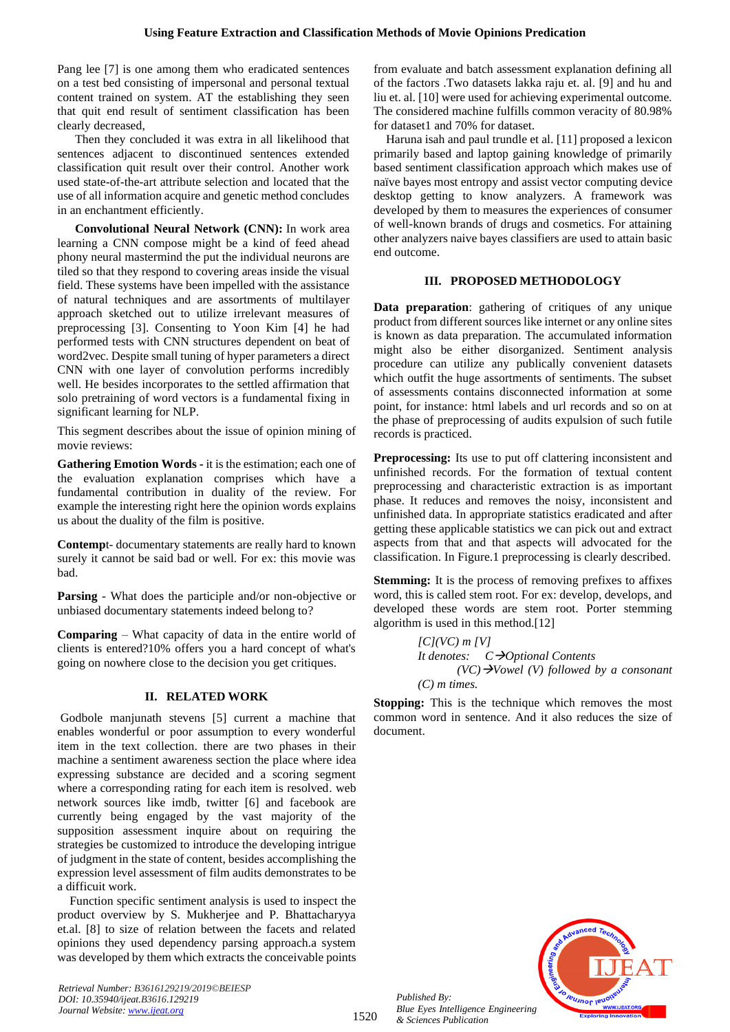Pang lee [7] is one among them who eradicated sentences on a test bed consisting of impersonal and personal textual content trained on system. AT the establishing they seen that quit end result of sentiment classification has been clearly decreased,

Then they concluded it was extra in all likelihood that sentences adjacent to discontinued sentences extended classification quit result over their control. Another work used state-of-the-art attribute selection and located that the use of all information acquire and genetic method concludes in an enchantment efficiently.

**Convolutional Neural Network (CNN):** In work area learning a CNN compose might be a kind of feed ahead phony neural mastermind the put the individual neurons are tiled so that they respond to covering areas inside the visual field. These systems have been impelled with the assistance of natural techniques and are assortments of multilayer approach sketched out to utilize irrelevant measures of preprocessing [3]. Consenting to Yoon Kim [4] he had performed tests with CNN structures dependent on beat of word2vec. Despite small tuning of hyper parameters a direct CNN with one layer of convolution performs incredibly well. He besides incorporates to the settled affirmation that solo pretraining of word vectors is a fundamental fixing in significant learning for NLP.

This segment describes about the issue of opinion mining of movie reviews:

**Gathering Emotion Words -** it is the estimation; each one of the evaluation explanation comprises which have a fundamental contribution in duality of the review. For example the interesting right here the opinion words explains us about the duality of the film is positive.

**Contemp**t- documentary statements are really hard to known surely it cannot be said bad or well. For ex: this movie was bad.

**Parsing** - What does the participle and/or non-objective or unbiased documentary statements indeed belong to?

**Comparing** – What capacity of data in the entire world of clients is entered?10% offers you a hard concept of what's going on nowhere close to the decision you get critiques.

## II. RELATED WORK

Godbole manjunath stevens [5] current a machine that enables wonderful or poor assumption to every wonderful item in the text collection. there are two phases in their machine a sentiment awareness section the place where idea expressing substance are decided and a scoring segment where a corresponding rating for each item is resolved. web network sources like imdb, twitter [6] and facebook are currently being engaged by the vast majority of the supposition assessment inquire about on requiring the strategies be customized to introduce the developing intrigue of judgment in the state of content, besides accomplishing the expression level assessment of film audits demonstrates to be a difficult work.

Function specific sentiment analysis is used to inspect the product overview by S. Mukherjee and P. Bhattacharyya et.al. [8] to size of relation between the facets and related opinions they used dependency parsing approach.a system was developed by them which extracts the conceivable points from evaluate and batch assessment explanation defining all of the factors .Two datasets lakka raju et. al. [9] and hu and liu et. al. [10] were used for achieving experimental outcome. The considered machine fulfills common veracity of 80.98% for dataset1 and 70% for dataset.

Haruna isah and paul trundle et al. [11] proposed a lexicon primarily based and laptop gaining knowledge of primarily based sentiment classification approach which makes use of naïve bayes most entropy and assist vector computing device desktop getting to know analyzers. A framework was developed by them to measures the experiences of consumer of well-known brands of drugs and cosmetics. For attaining other analyzers naive bayes classifiers are used to attain basic end outcome.

## III. PROPOSED METHODOLOGY

**Data preparation**: gathering of critiques of any unique product from different sources like internet or any online sites is known as data preparation. The accumulated information might also be either disorganized. Sentiment analysis procedure can utilize any publically convenient datasets which outfit the huge assortments of sentiments. The subset of assessments contains disconnected information at some point, for instance: html labels and url records and so on at the phase of preprocessing of audits expulsion of such futile records is practiced.

**Preprocessing:** Its use to put off clattering inconsistent and unfinished records. For the formation of textual content preprocessing and characteristic extraction is as important phase. It reduces and removes the noisy, inconsistent and unfinished data. In appropriate statistics eradicated and after getting these applicable statistics we can pick out and extract aspects from that and that aspects will advocated for the classification. In Figure.1 preprocessing is clearly described.

**Stemming:** It is the process of removing prefixes to affixes word, this is called stem root. For ex: develop, develops, and developed these words are stem root. Porter stemming algorithm is used in this method.[12]

*[C](VC) m [V]*
*It denotes: C→Optional Contents*
*(VC)→Vowel (V) followed by a consonant (C) m times.*

**Stopping:** This is the technique which removes the most common word in sentence. And it also reduces the size of document.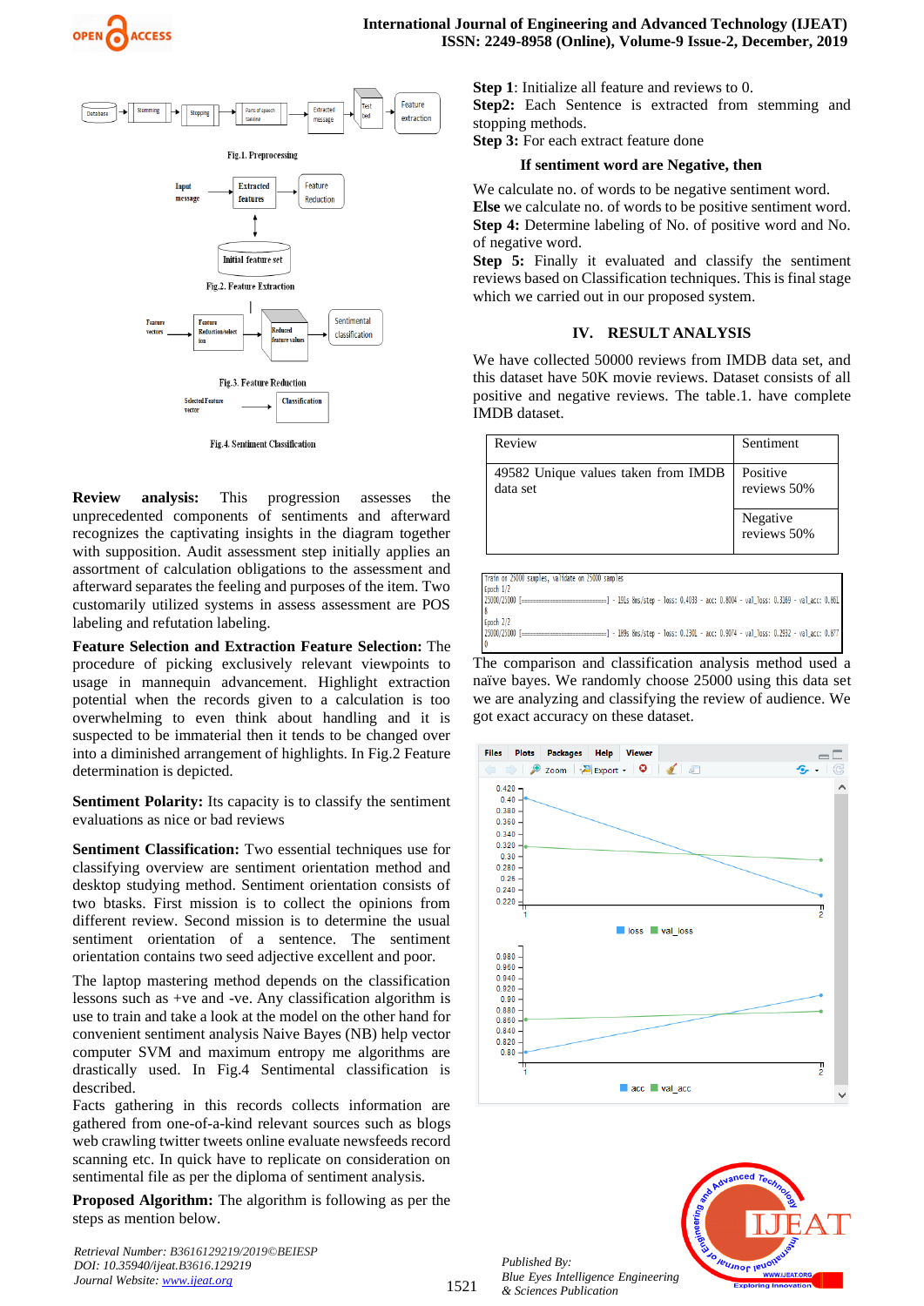Fig.1. Preprocessing

Fig.2. Feature Extraction

Fig.3. Feature Reduction

Fig.4. Sentiment Classification

**Review analysis:** This progression assesses the unprecedented components of sentiments and afterward recognizes the captivating insights in the diagram together with supposition. Audit assessment step initially applies an assortment of calculation obligations to the assessment and afterward separates the feeling and purposes of the item. Two customarily utilized systems in assess assessment are POS labeling and refutation labeling.

**Feature Selection and Extraction Feature Selection:** The procedure of picking exclusively relevant viewpoints to usage in mannequin advancement. Highlight extraction potential when the records given to a calculation is too overwhelming to even think about handling and it is suspected to be immaterial then it tends to be changed over into a diminished arrangement of highlights. In Fig.2 Feature determination is depicted.

**Sentiment Polarity:** Its capacity is to classify the sentiment evaluations as nice or bad reviews

**Sentiment Classification:** Two essential techniques use for classifying overview are sentiment orientation method and desktop studying method. Sentiment orientation consists of two btasks. First mission is to collect the opinions from different review. Second mission is to determine the usual sentiment orientation of a sentence. The sentiment orientation contains two seed adjective excellent and poor.

The laptop mastering method depends on the classification lessons such as +ve and -ve. Any classification algorithm is use to train and take a look at the model on the other hand for convenient sentiment analysis Naive Bayes (NB) help vector computer SVM and maximum entropy me algorithms are drastically used. In Fig.4 Sentimental classification is described.

Facts gathering in this records collects information are gathered from one-of-a-kind relevant sources such as blogs web crawling twitter tweets online evaluate newsfeeds record scanning etc. In quick have to replicate on consideration on sentimental file as per the diploma of sentiment analysis.

**Proposed Algorithm:** The algorithm is following as per the steps as mention below.

**Step 1**: Initialize all feature and reviews to 0.
**Step2:** Each Sentence is extracted from stemming and stopping methods.
**Step 3:** For each extract feature done

**If sentiment word are Negative, then**

We calculate no. of words to be negative sentiment word.
**Else** we calculate no. of words to be positive sentiment word.
**Step 4:** Determine labeling of No. of positive word and No. of negative word.
**Step 5:** Finally it evaluated and classify the sentiment reviews based on Classification techniques. This is final stage which we carried out in our proposed system.

## IV. RESULT ANALYSIS

We have collected 50000 reviews from IMDB data set, and this dataset have 50K movie reviews. Dataset consists of all positive and negative reviews. The table.1. have complete IMDB dataset.

| Review | Sentiment |
|---|---|
| 49582 Unique values taken from IMDB data set | Positive reviews 50% |
| | Negative reviews 50% |

```
Train on 25000 samples, validate on 25000 samples
Epoch 1/2
25000/25000 [==============================] - 191s 8ms/step - loss: 0.4033 - acc: 0.8004 - val_loss: 0.3169 - val_acc: 0.861
8
Epoch 2/2
25000/25000 [==============================] - 189s 8ms/step - loss: 0.2301 - acc: 0.9074 - val_loss: 0.2932 - val_acc: 0.877
0
```

The comparison and classification analysis method used a naïve bayes. We randomly choose 25000 using this data set we are analyzing and classifying the review of audience. We got exact accuracy on these dataset.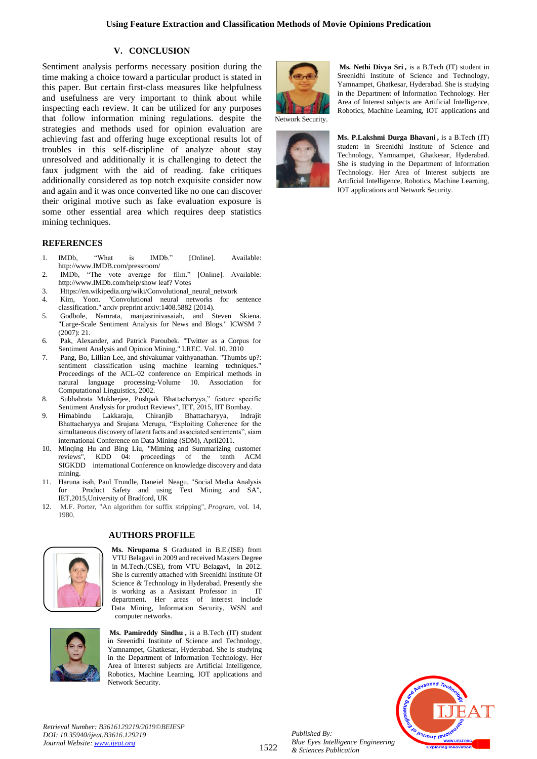## V. CONCLUSION

Sentiment analysis performs necessary position during the time making a choice toward a particular product is stated in this paper. But certain first-class measures like helpfulness and usefulness are very important to think about while inspecting each review. It can be utilized for any purposes that follow information mining regulations. despite the strategies and methods used for opinion evaluation are achieving fast and offering huge exceptional results lot of troubles in this self-discipline of analyze about stay unresolved and additionally it is challenging to detect the faux judgment with the aid of reading. fake critiques additionally considered as top notch exquisite consider now and again and it was once converted like no one can discover their original motive such as fake evaluation exposure is some other essential area which requires deep statistics mining techniques.

## REFERENCES

1. IMDb, "What is IMDb." [Online]. Available: http://www.IMDB.com/pressroom/
2. IMDb, "The vote average for film." [Online]. Available: http://www.IMDb.com/help/show leaf? Votes
3. Https://en.wikipedia.org/wiki/Convolutional_neural_network
4. Kim, Yoon. "Convolutional neural networks for sentence classification." arxiv preprint arxiv:1408.5882 (2014).
5. Godbole, Namrata, manjasrinivasaiah, and Steven Skiena. "Large-Scale Sentiment Analysis for News and Blogs." ICWSM 7 (2007): 21.
6. Pak, Alexander, and Patrick Paroubek. "Twitter as a Corpus for Sentiment Analysis and Opinion Mining." LREC. Vol. 10. 2010
7. Pang, Bo, Lillian Lee, and shivakumar vaithyanathan. "Thumbs up?: sentiment classification using machine learning techniques." Proceedings of the ACL-02 conference on Empirical methods in natural language processing-Volume 10. Association for Computational Linguistics, 2002.
8. Subhabrata Mukherjee, Pushpak Bhattacharyya," feature specific Sentiment Analysis for product Reviews", IET, 2015, IIT Bombay.
9. Himabindu Lakkaraju, Chiranjib Bhattacharyya, Indrajit Bhattacharyya and Srujana Merugu, "Exploiting Coherence for the simultaneous discovery of latent facts and associated sentiments", siam international Conference on Data Mining (SDM), April2011.
10. Minqing Hu and Bing Liu, "Miming and Summarizing customer reviews", KDD 04: proceedings of the tenth ACM SIGKDD international Conference on knowledge discovery and data mining.
11. Haruna isah, Paul Trundle, Daneiel Neagu, "Social Media Analysis for Product Safety and using Text Mining and SA", IET,2015,University of Bradford, UK
12. M.F. Porter, "An algorithm for suffix stripping", *Program*, vol. 14, 1980.

## AUTHORS PROFILE

**Ms. Nirupama S** Graduated in B.E.(ISE) from VTU Belagavi in 2009 and received Masters Degree in M.Tech.(CSE), from VTU Belagavi, in 2012. She is currently attached with Sreenidhi Institute Of Science & Technology in Hyderabad. Presently she is working as a Assistant Professor in IT department. Her areas of interest include Data Mining, Information Security, WSN and computer networks.

**Ms. Pamireddy Sindhu ,** is a B.Tech (IT) student in Sreenidhi Institute of Science and Technology, Yamnampet, Ghatkesar, Hyderabad. She is studying in the Department of Information Technology. Her Area of Interest subjects are Artificial Intelligence, Robotics, Machine Learning, IOT applications and Network Security.

**Ms. Nethi Divya Sri ,** is a B.Tech (IT) student in Sreenidhi Institute of Science and Technology, Yamnampet, Ghatkesar, Hyderabad. She is studying in the Department of Information Technology. Her Area of Interest subjects are Artificial Intelligence, Robotics, Machine Learning, IOT applications and Network Security.

**Ms. P.Lakshmi Durga Bhavani ,** is a B.Tech (IT) student in Sreenidhi Institute of Science and Technology, Yamnampet, Ghatkesar, Hyderabad. She is studying in the Department of Information Technology. Her Area of Interest subjects are Artificial Intelligence, Robotics, Machine Learning, IOT applications and Network Security.